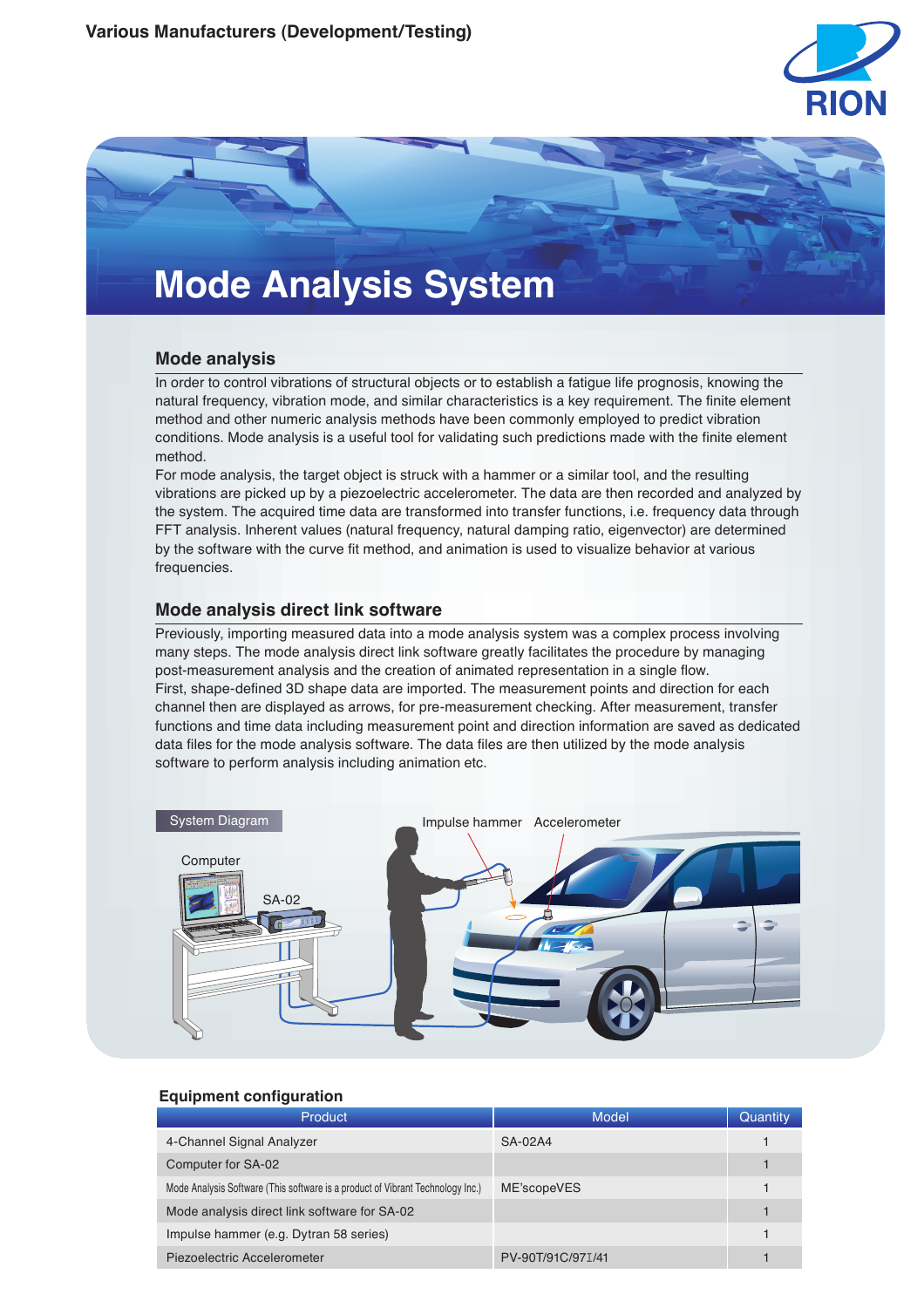Various Manufacturers (Development/Testing)

# Mode Analysis System

## Mode analysis

In order to control vibrations of structural objects or to establish a fatigue life prognosis, knowing the natural frequency, vibration mode, and similar characteristics is a key requirement. The finite element method and other numeric analysis methods have been commonly employed to predict vibration conditions. Mode analysis is a useful tool for validating such predictions made with the finite element method.

For mode analysis, the target object is struck with a hammer or a similar tool, and the resulting vibrations are picked up by a piezoelectric accelerometer. The data are then recorded and analyzed by the system. The acquired time data are transformed into transfer functions, i.e. frequency data through FFT analysis. Inherent values (natural frequency, natural damping ratio, eigenvector) are determined by the software with the curve fit method, and animation is used to visualize behavior at various frequencies.

## Mode analysis direct link software

Previously, importing measured data into a mode analysis system was a complex process involving many steps. The mode analysis direct link software greatly facilitates the procedure by managing post-measurement analysis and the creation of animated representation in a single flow.

First, shape-defined 3D shape data are imported. The measurement points and direction for each channel then are displayed as arrows, for pre-measurement checking. After measurement, transfer functions and time data including measurement point and direction information are saved as dedicated data files for the mode analysis software. The data files are then utilized by the mode analysis software to perform analysis including animation etc.

System Diagram

Computer · SA-02 · Impulse hammer · Accelerometer

## Equipment configuration

| Product | Model | Quantity |
|---|---|---|
| 4-Channel Signal Analyzer | SA-02A4 | 1 |
| Computer for SA-02 | | 1 |
| Mode Analysis Software (This software is a product of Vibrant Technology Inc.) | ME'scopeVES | 1 |
| Mode analysis direct link software for SA-02 | | 1 |
| Impulse hammer (e.g. Dytran 58 series) | | 1 |
| Piezoelectric Accelerometer | PV-90T/91C/97I/41 | 1 |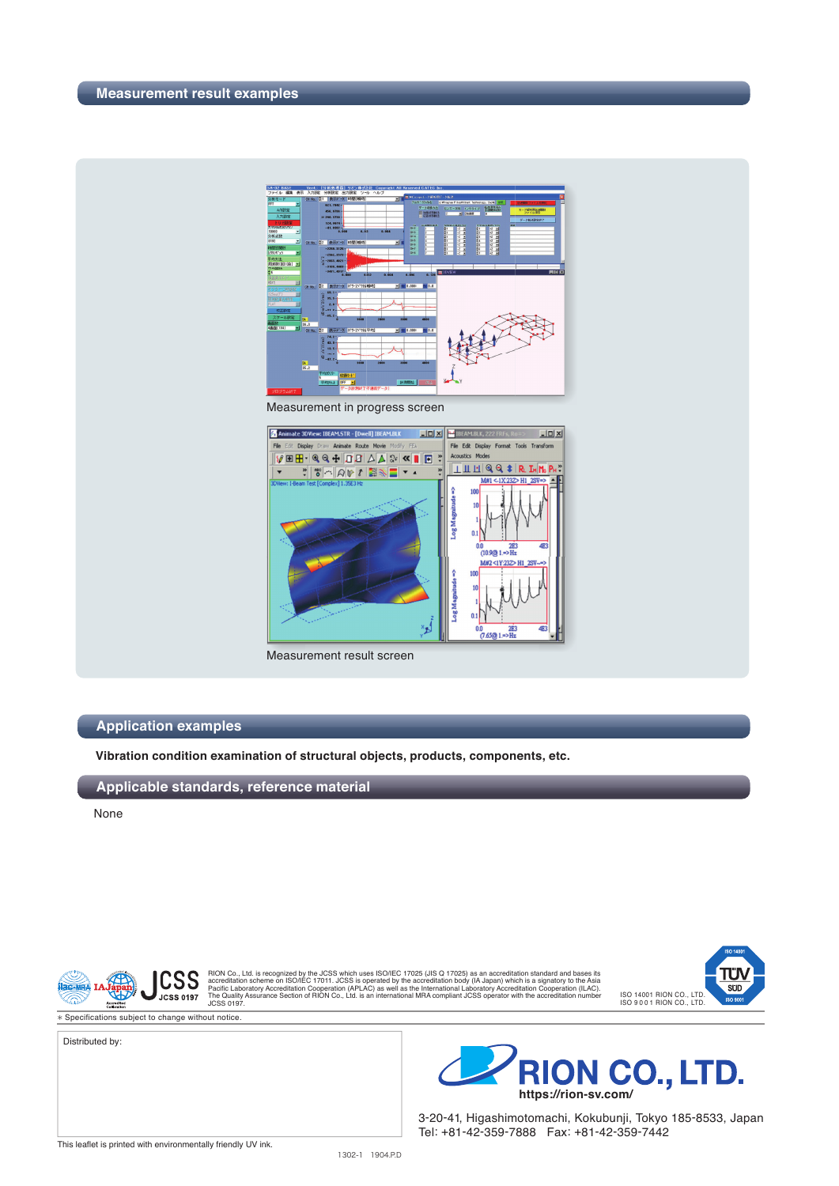## Measurement result examples

Measurement in progress screen

Measurement result screen

## Application examples

**Vibration condition examination of structural objects, products, components, etc.**

## Applicable standards, reference material

None

JCSS 0197

RION Co., Ltd. is recognized by the JCSS which uses ISO/IEC 17025 (JIS Q 17025) as an accreditation standard and bases its accreditation scheme on ISO/IEC 17011. JCSS is operated by the accreditation body (IA Japan) which is a signatory to the Asia Pacific Laboratory Accreditation Cooperation (APLAC) and the International Laboratory Accreditation Cooperation (ILAC). The Quality Assurance Section of RION Co., Ltd. is an international MRA compliant JCSS operator with the accreditation number JCSS 0197.

ISO 14001 RION CO., LTD.
ISO 9001 RION CO., LTD.

* Specifications subject to change without notice.

Distributed by:

RION CO., LTD.
https://rion-sv.com/

3-20-41, Higashimotomachi, Kokubunji, Tokyo 185-8533, Japan
Tel: +81-42-359-7888 Fax: +81-42-359-7442

This leaflet is printed with environmentally friendly UV ink.

1302-1 1904.P.D